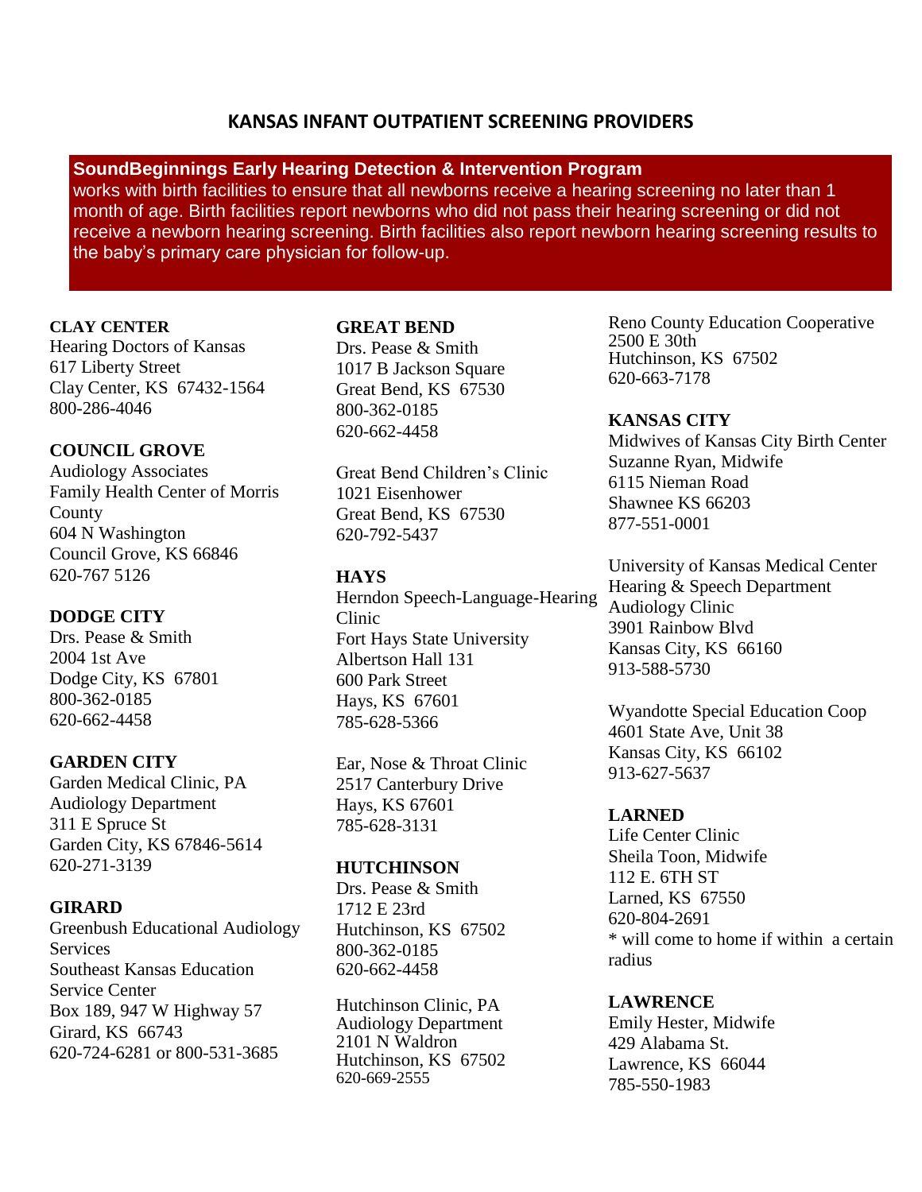# KANSAS INFANT OUTPATIENT SCREENING PROVIDERS

**SoundBeginnings Early Hearing Detection & Intervention Program** works with birth facilities to ensure that all newborns receive a hearing screening no later than 1 month of age. Birth facilities report newborns who did not pass their hearing screening or did not receive a newborn hearing screening. Birth facilities also report newborn hearing screening results to the baby's primary care physician for follow-up.

### CLAY CENTER

Hearing Doctors of Kansas
617 Liberty Street
Clay Center, KS 67432-1564
800-286-4046

### COUNCIL GROVE

Audiology Associates
Family Health Center of Morris County
604 N Washington
Council Grove, KS 66846
620-767 5126

### DODGE CITY

Drs. Pease & Smith
2004 1st Ave
Dodge City, KS 67801
800-362-0185
620-662-4458

### GARDEN CITY

Garden Medical Clinic, PA
Audiology Department
311 E Spruce St
Garden City, KS 67846-5614
620-271-3139

### GIRARD

Greenbush Educational Audiology Services
Southeast Kansas Education Service Center
Box 189, 947 W Highway 57
Girard, KS 66743
620-724-6281 or 800-531-3685

### GREAT BEND

Drs. Pease & Smith
1017 B Jackson Square
Great Bend, KS 67530
800-362-0185
620-662-4458

Great Bend Children's Clinic
1021 Eisenhower
Great Bend, KS 67530
620-792-5437

### HAYS

Herndon Speech-Language-Hearing Clinic
Fort Hays State University
Albertson Hall 131
600 Park Street
Hays, KS 67601
785-628-5366

Ear, Nose & Throat Clinic
2517 Canterbury Drive
Hays, KS 67601
785-628-3131

### HUTCHINSON

Drs. Pease & Smith
1712 E 23rd
Hutchinson, KS 67502
800-362-0185
620-662-4458

Hutchinson Clinic, PA
Audiology Department
2101 N Waldron
Hutchinson, KS 67502
620-669-2555

Reno County Education Cooperative
2500 E 30th
Hutchinson, KS 67502
620-663-7178

### KANSAS CITY

Midwives of Kansas City Birth Center
Suzanne Ryan, Midwife
6115 Nieman Road
Shawnee KS 66203
877-551-0001

University of Kansas Medical Center
Hearing & Speech Department
Audiology Clinic
3901 Rainbow Blvd
Kansas City, KS 66160
913-588-5730

Wyandotte Special Education Coop
4601 State Ave, Unit 38
Kansas City, KS 66102
913-627-5637

### LARNED

Life Center Clinic
Sheila Toon, Midwife
112 E. 6TH ST
Larned, KS 67550
620-804-2691
* will come to home if within a certain radius

### LAWRENCE

Emily Hester, Midwife
429 Alabama St.
Lawrence, KS 66044
785-550-1983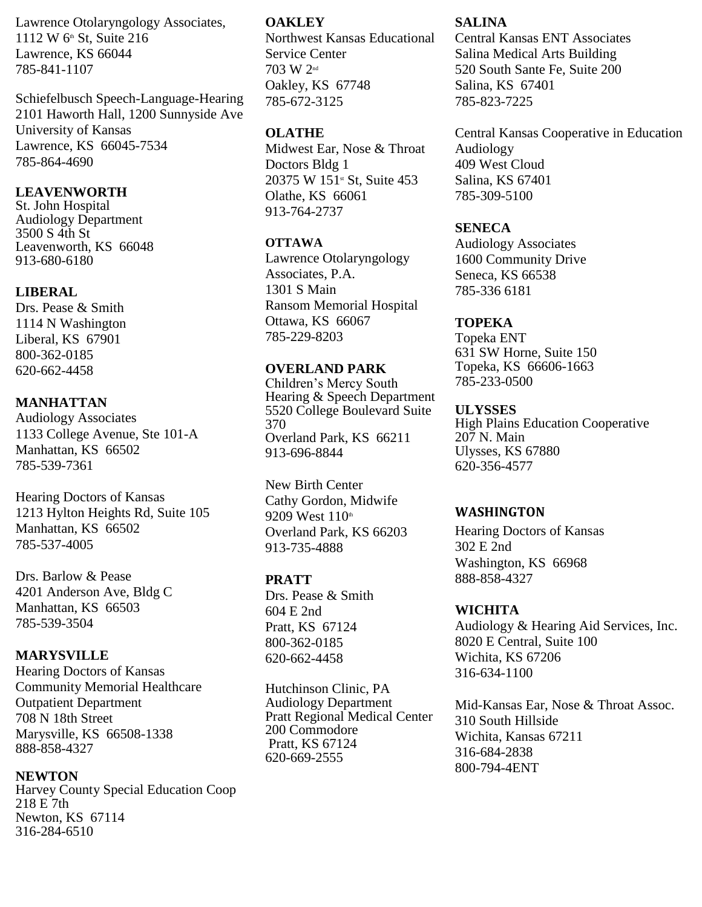Lawrence Otolaryngology Associates,
1112 W 6th St, Suite 216
Lawrence, KS 66044
785-841-1107

Schiefelbusch Speech-Language-Hearing
2101 Haworth Hall, 1200 Sunnyside Ave
University of Kansas
Lawrence, KS 66045-7534
785-864-4690

**LEAVENWORTH**
St. John Hospital
Audiology Department
3500 S 4th St
Leavenworth, KS 66048
913-680-6180

**LIBERAL**
Drs. Pease & Smith
1114 N Washington
Liberal, KS 67901
800-362-0185
620-662-4458

**MANHATTAN**
Audiology Associates
1133 College Avenue, Ste 101-A
Manhattan, KS 66502
785-539-7361

Hearing Doctors of Kansas
1213 Hylton Heights Rd, Suite 105
Manhattan, KS 66502
785-537-4005

Drs. Barlow & Pease
4201 Anderson Ave, Bldg C
Manhattan, KS 66503
785-539-3504

**MARYSVILLE**
Hearing Doctors of Kansas
Community Memorial Healthcare
Outpatient Department
708 N 18th Street
Marysville, KS 66508-1338
888-858-4327

**NEWTON**
Harvey County Special Education Coop
218 E 7th
Newton, KS 67114
316-284-6510

**OAKLEY**
Northwest Kansas Educational Service Center
703 W 2nd
Oakley, KS 67748
785-672-3125

**OLATHE**
Midwest Ear, Nose & Throat
Doctors Bldg 1
20375 W 151st St, Suite 453
Olathe, KS 66061
913-764-2737

**OTTAWA**
Lawrence Otolaryngology Associates, P.A.
1301 S Main
Ransom Memorial Hospital
Ottawa, KS 66067
785-229-8203

**OVERLAND PARK**
Children's Mercy South
Hearing & Speech Department
5520 College Boulevard Suite 370
Overland Park, KS 66211
913-696-8844

New Birth Center
Cathy Gordon, Midwife
9209 West 110th
Overland Park, KS 66203
913-735-4888

**PRATT**
Drs. Pease & Smith
604 E 2nd
Pratt, KS 67124
800-362-0185
620-662-4458

Hutchinson Clinic, PA
Audiology Department
Pratt Regional Medical Center
200 Commodore
Pratt, KS 67124
620-669-2555

**SALINA**
Central Kansas ENT Associates
Salina Medical Arts Building
520 South Sante Fe, Suite 200
Salina, KS 67401
785-823-7225

Central Kansas Cooperative in Education
Audiology
409 West Cloud
Salina, KS 67401
785-309-5100

**SENECA**
Audiology Associates
1600 Community Drive
Seneca, KS 66538
785-336 6181

**TOPEKA**
Topeka ENT
631 SW Horne, Suite 150
Topeka, KS 66606-1663
785-233-0500

**ULYSSES**
High Plains Education Cooperative
207 N. Main
Ulysses, KS 67880
620-356-4577

**WASHINGTON**
Hearing Doctors of Kansas
302 E 2nd
Washington, KS 66968
888-858-4327

**WICHITA**
Audiology & Hearing Aid Services, Inc.
8020 E Central, Suite 100
Wichita, KS 67206
316-634-1100

Mid-Kansas Ear, Nose & Throat Assoc.
310 South Hillside
Wichita, Kansas 67211
316-684-2838
800-794-4ENT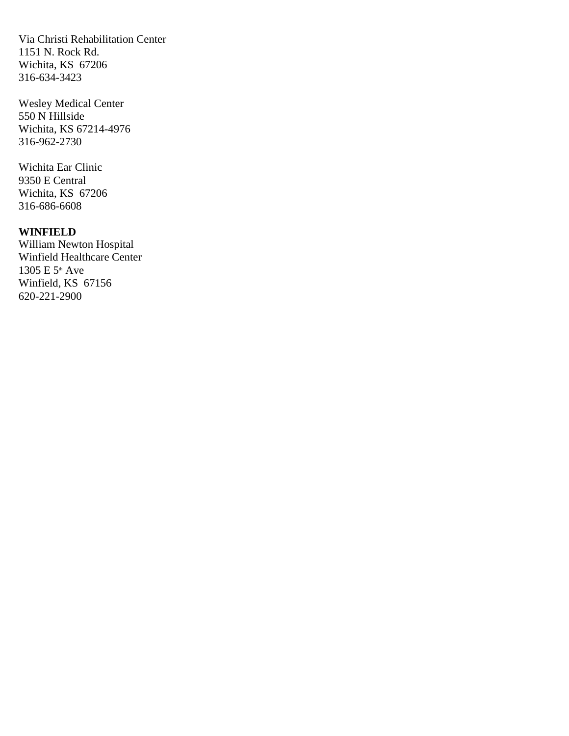Via Christi Rehabilitation Center
1151 N. Rock Rd.
Wichita, KS  67206
316-634-3423

Wesley Medical Center
550 N Hillside
Wichita, KS 67214-4976
316-962-2730

Wichita Ear Clinic
9350 E Central
Wichita, KS  67206
316-686-6608

**WINFIELD**
William Newton Hospital
Winfield Healthcare Center
1305 E 5th Ave
Winfield, KS  67156
620-221-2900